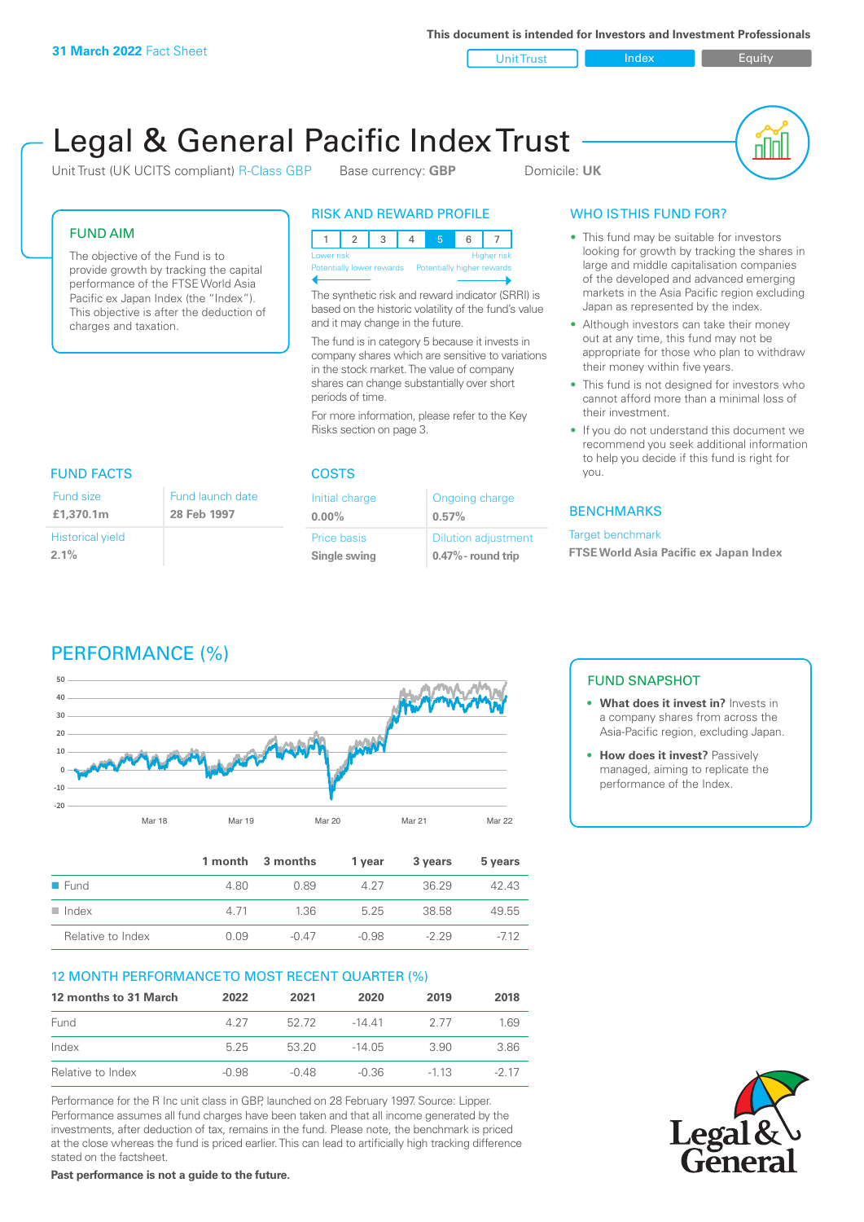**31 March 2022** Fact Sheet

This document is intended for Investors and Investment Professionals

Unit Trust | Index | Equity

# Legal & General Pacific Index Trust

Unit Trust (UK UCITS compliant) R-Class GBP    Base currency: **GBP**    Domicile: **UK**

## FUND AIM

The objective of the Fund is to provide growth by tracking the capital performance of the FTSE World Asia Pacific ex Japan Index (the "Index"). This objective is after the deduction of charges and taxation.

## RISK AND REWARD PROFILE

| 1 | 2 | 3 | 4 | **5** | 6 | 7 |
|---|---|---|---|---|---|---|

Lower risk — Potentially lower rewards | Higher risk — Potentially higher rewards

The synthetic risk and reward indicator (SRRI) is based on the historic volatility of the fund's value and it may change in the future.

The fund is in category 5 because it invests in company shares which are sensitive to variations in the stock market. The value of company shares can change substantially over short periods of time.

For more information, please refer to the Key Risks section on page 3.

## WHO IS THIS FUND FOR?

- This fund may be suitable for investors looking for growth by tracking the shares in large and middle capitalisation companies of the developed and advanced emerging markets in the Asia Pacific region excluding Japan as represented by the index.
- Although investors can take their money out at any time, this fund may not be appropriate for those who plan to withdraw their money within five years.
- This fund is not designed for investors who cannot afford more than a minimal loss of their investment.
- If you do not understand this document we recommend you seek additional information to help you decide if this fund is right for you.

## FUND FACTS

| Fund size | Fund launch date |
|---|---|
| **£1,370.1m** | **28 Feb 1997** |
| Historical yield | |
| **2.1%** | |

## COSTS

| Initial charge | Ongoing charge |
|---|---|
| **0.00%** | **0.57%** |
| Price basis | Dilution adjustment |
| **Single swing** | **0.47% - round trip** |

## BENCHMARKS

Target benchmark

**FTSE World Asia Pacific ex Japan Index**

## PERFORMANCE (%)

| | 1 month | 3 months | 1 year | 3 years | 5 years |
|---|---|---|---|---|---|
| Fund | 4.80 | 0.89 | 4.27 | 36.29 | 42.43 |
| Index | 4.71 | 1.36 | 5.25 | 38.58 | 49.55 |
| Relative to Index | 0.09 | -0.47 | -0.98 | -2.29 | -7.12 |

## FUND SNAPSHOT

- **What does it invest in?** Invests in a company shares from across the Asia-Pacific region, excluding Japan.
- **How does it invest?** Passively managed, aiming to replicate the performance of the Index.

## 12 MONTH PERFORMANCE TO MOST RECENT QUARTER (%)

| 12 months to 31 March | 2022 | 2021 | 2020 | 2019 | 2018 |
|---|---|---|---|---|---|
| Fund | 4.27 | 52.72 | -14.41 | 2.77 | 1.69 |
| Index | 5.25 | 53.20 | -14.05 | 3.90 | 3.86 |
| Relative to Index | -0.98 | -0.48 | -0.36 | -1.13 | -2.17 |

Performance for the R Inc unit class in GBP, launched on 28 February 1997. Source: Lipper. Performance assumes all fund charges have been taken and that all income generated by the investments, after deduction of tax, remains in the fund. Please note, the benchmark is priced at the close whereas the fund is priced earlier. This can lead to artificially high tracking difference stated on the factsheet.

**Past performance is not a guide to the future.**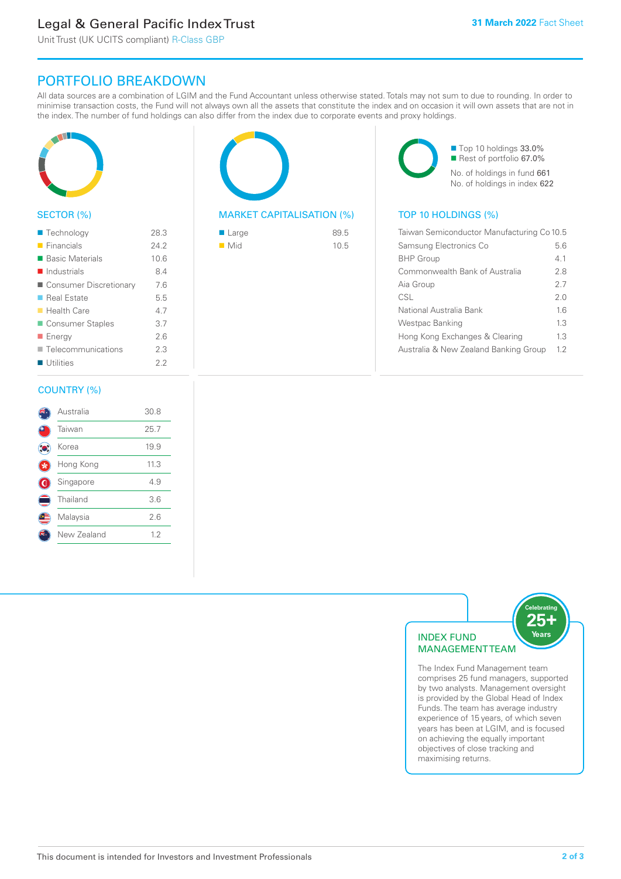# Legal & General Pacific Index Trust

Unit Trust (UK UCITS compliant) R-Class GBP

**31 March 2022** Fact Sheet

## PORTFOLIO BREAKDOWN

All data sources are a combination of LGIM and the Fund Accountant unless otherwise stated. Totals may not sum to due to rounding. In order to minimise transaction costs, the Fund will not always own all the assets that constitute the index and on occasion it will own assets that are not in the index. The number of fund holdings can also differ from the index due to corporate events and proxy holdings.

### SECTOR (%)

| Sector | % |
|---|---|
| Technology | 28.3 |
| Financials | 24.2 |
| Basic Materials | 10.6 |
| Industrials | 8.4 |
| Consumer Discretionary | 7.6 |
| Real Estate | 5.5 |
| Health Care | 4.7 |
| Consumer Staples | 3.7 |
| Energy | 2.6 |
| Telecommunications | 2.3 |
| Utilities | 2.2 |

### MARKET CAPITALISATION (%)

| Market Capitalisation | % |
|---|---|
| Large | 89.5 |
| Mid | 10.5 |

- Top 10 holdings **33.0%**
- Rest of portfolio **67.0%**

No. of holdings in fund **661**
No. of holdings in index **622**

### TOP 10 HOLDINGS (%)

| Holding | % |
|---|---|
| Taiwan Semiconductor Manufacturing Co | 10.5 |
| Samsung Electronics Co | 5.6 |
| BHP Group | 4.1 |
| Commonwealth Bank of Australia | 2.8 |
| Aia Group | 2.7 |
| CSL | 2.0 |
| National Australia Bank | 1.6 |
| Westpac Banking | 1.3 |
| Hong Kong Exchanges & Clearing | 1.3 |
| Australia & New Zealand Banking Group | 1.2 |

### COUNTRY (%)

| Country | % |
|---|---|
| Australia | 30.8 |
| Taiwan | 25.7 |
| Korea | 19.9 |
| Hong Kong | 11.3 |
| Singapore | 4.9 |
| Thailand | 3.6 |
| Malaysia | 2.6 |
| New Zealand | 1.2 |

### INDEX FUND MANAGEMENT TEAM

Celebrating 25+ Years

The Index Fund Management team comprises 25 fund managers, supported by two analysts. Management oversight is provided by the Global Head of Index Funds. The team has average industry experience of 15 years, of which seven years has been at LGIM, and is focused on achieving the equally important objectives of close tracking and maximising returns.

This document is intended for Investors and Investment Professionals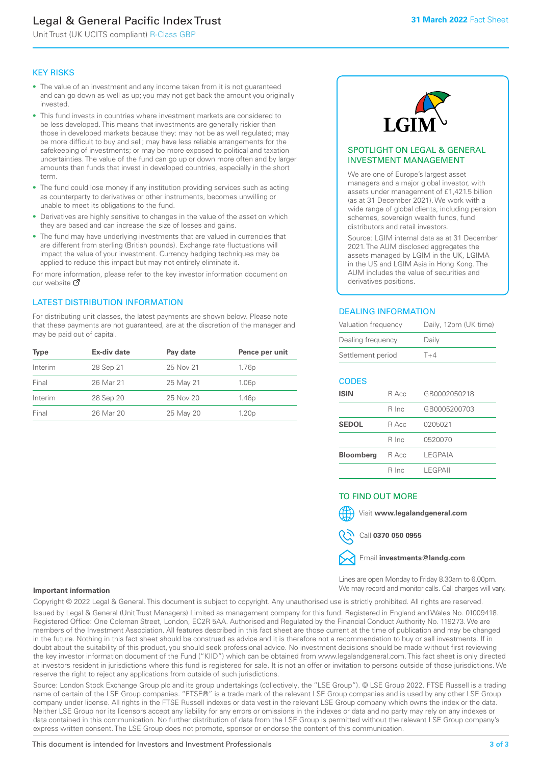## KEY RISKS

- The value of an investment and any income taken from it is not guaranteed and can go down as well as up; you may not get back the amount you originally invested.
- This fund invests in countries where investment markets are considered to be less developed. This means that investments are generally riskier than those in developed markets because they: may not be as well regulated; may be more difficult to buy and sell; may have less reliable arrangements for the safekeeping of investments; or may be more exposed to political and taxation uncertainties. The value of the fund can go up or down more often and by larger amounts than funds that invest in developed countries, especially in the short term.
- The fund could lose money if any institution providing services such as acting as counterparty to derivatives or other instruments, becomes unwilling or unable to meet its obligations to the fund.
- Derivatives are highly sensitive to changes in the value of the asset on which they are based and can increase the size of losses and gains.
- The fund may have underlying investments that are valued in currencies that are different from sterling (British pounds). Exchange rate fluctuations will impact the value of your investment. Currency hedging techniques may be applied to reduce this impact but may not entirely eliminate it.

For more information, please refer to the key investor information document on our website

## LATEST DISTRIBUTION INFORMATION

For distributing unit classes, the latest payments are shown below. Please note that these payments are not guaranteed, are at the discretion of the manager and may be paid out of capital.

| Type | Ex-div date | Pay date | Pence per unit |
|---|---|---|---|
| Interim | 28 Sep 21 | 25 Nov 21 | 1.76p |
| Final | 26 Mar 21 | 25 May 21 | 1.06p |
| Interim | 28 Sep 20 | 25 Nov 20 | 1.46p |
| Final | 26 Mar 20 | 25 May 20 | 1.20p |

## SPOTLIGHT ON LEGAL & GENERAL INVESTMENT MANAGEMENT

We are one of Europe's largest asset managers and a major global investor, with assets under management of £1,421.5 billion (as at 31 December 2021). We work with a wide range of global clients, including pension schemes, sovereign wealth funds, fund distributors and retail investors.

Source: LGIM internal data as at 31 December 2021. The AUM disclosed aggregates the assets managed by LGIM in the UK, LGIMA in the US and LGIM Asia in Hong Kong. The AUM includes the value of securities and derivatives positions.

## DEALING INFORMATION

| | |
|---|---|
| Valuation frequency | Daily, 12pm (UK time) |
| Dealing frequency | Daily |
| Settlement period | T+4 |

## CODES

| | | |
|---|---|---|
| **ISIN** | R Acc | GB0002050218 |
| | R Inc | GB0005200703 |
| **SEDOL** | R Acc | 0205021 |
| | R Inc | 0520070 |
| **Bloomberg** | R Acc | LEGPAIA |
| | R Inc | LEGPAII |

## TO FIND OUT MORE

Visit **www.legalandgeneral.com**

Call **0370 050 0955**

Email **investments@landg.com**

Lines are open Monday to Friday 8.30am to 6.00pm. We may record and monitor calls. Call charges will vary.

**Important information**

Copyright © 2022 Legal & General. This document is subject to copyright. Any unauthorised use is strictly prohibited. All rights are reserved.

Issued by Legal & General (Unit Trust Managers) Limited as management company for this fund. Registered in England and Wales No. 01009418. Registered Office: One Coleman Street, London, EC2R 5AA. Authorised and Regulated by the Financial Conduct Authority No. 119273. We are members of the Investment Association. All features described in this fact sheet are those current at the time of publication and may be changed in the future. Nothing in this fact sheet should be construed as advice and it is therefore not a recommendation to buy or sell investments. If in doubt about the suitability of this product, you should seek professional advice. No investment decisions should be made without first reviewing the key investor information document of the Fund ("KIID") which can be obtained from www.legalandgeneral.com. This fact sheet is only directed at investors resident in jurisdictions where this fund is registered for sale. It is not an offer or invitation to persons outside of those jurisdictions. We reserve the right to reject any applications from outside of such jurisdictions.

Source: London Stock Exchange Group plc and its group undertakings (collectively, the "LSE Group"). © LSE Group 2022. FTSE Russell is a trading name of certain of the LSE Group companies. "FTSE®" is a trade mark of the relevant LSE Group companies and is used by any other LSE Group company under license. All rights in the FTSE Russell indexes or data vest in the relevant LSE Group company which owns the index or the data. Neither LSE Group nor its licensors accept any liability for any errors or omissions in the indexes or data and no party may rely on any indexes or data contained in this communication. No further distribution of data from the LSE Group is permitted without the relevant LSE Group company's express written consent. The LSE Group does not promote, sponsor or endorse the content of this communication.